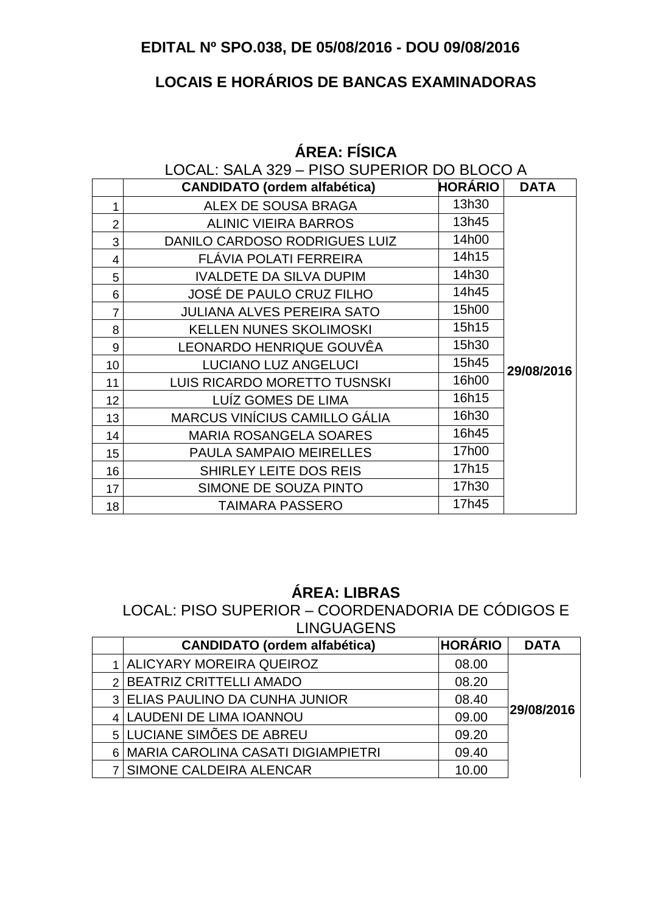# EDITAL Nº SPO.038, DE 05/08/2016 - DOU 09/08/2016

## LOCAIS E HORÁRIOS DE BANCAS EXAMINADORAS

### ÁREA: FÍSICA

LOCAL: SALA 329 – PISO SUPERIOR DO BLOCO A

| | CANDIDATO (ordem alfabética) | HORÁRIO | DATA |
|---|---|---|---|
| 1 | ALEX DE SOUSA BRAGA | 13h30 | 29/08/2016 |
| 2 | ALINIC VIEIRA BARROS | 13h45 | |
| 3 | DANILO CARDOSO RODRIGUES LUIZ | 14h00 | |
| 4 | FLÁVIA POLATI FERREIRA | 14h15 | |
| 5 | IVALDETE DA SILVA DUPIM | 14h30 | |
| 6 | JOSÉ DE PAULO CRUZ FILHO | 14h45 | |
| 7 | JULIANA ALVES PEREIRA SATO | 15h00 | |
| 8 | KELLEN NUNES SKOLIMOSKI | 15h15 | |
| 9 | LEONARDO HENRIQUE GOUVÊA | 15h30 | |
| 10 | LUCIANO LUZ ANGELUCI | 15h45 | |
| 11 | LUIS RICARDO MORETTO TUSNSKI | 16h00 | |
| 12 | LUÍZ GOMES DE LIMA | 16h15 | |
| 13 | MARCUS VINÍCIUS CAMILLO GÁLIA | 16h30 | |
| 14 | MARIA ROSANGELA SOARES | 16h45 | |
| 15 | PAULA SAMPAIO MEIRELLES | 17h00 | |
| 16 | SHIRLEY LEITE DOS REIS | 17h15 | |
| 17 | SIMONE DE SOUZA PINTO | 17h30 | |
| 18 | TAIMARA PASSERO | 17h45 | |

### ÁREA: LIBRAS

LOCAL: PISO SUPERIOR – COORDENADORIA DE CÓDIGOS E LINGUAGENS

| | CANDIDATO (ordem alfabética) | HORÁRIO | DATA |
|---|---|---|---|
| 1 | ALICYARY MOREIRA QUEIROZ | 08.00 | 29/08/2016 |
| 2 | BEATRIZ CRITTELLI AMADO | 08.20 | |
| 3 | ELIAS PAULINO DA CUNHA JUNIOR | 08.40 | |
| 4 | LAUDENI DE LIMA IOANNOU | 09.00 | |
| 5 | LUCIANE SIMÕES DE ABREU | 09.20 | |
| 6 | MARIA CAROLINA CASATI DIGIAMPIETRI | 09.40 | |
| 7 | SIMONE CALDEIRA ALENCAR | 10.00 | |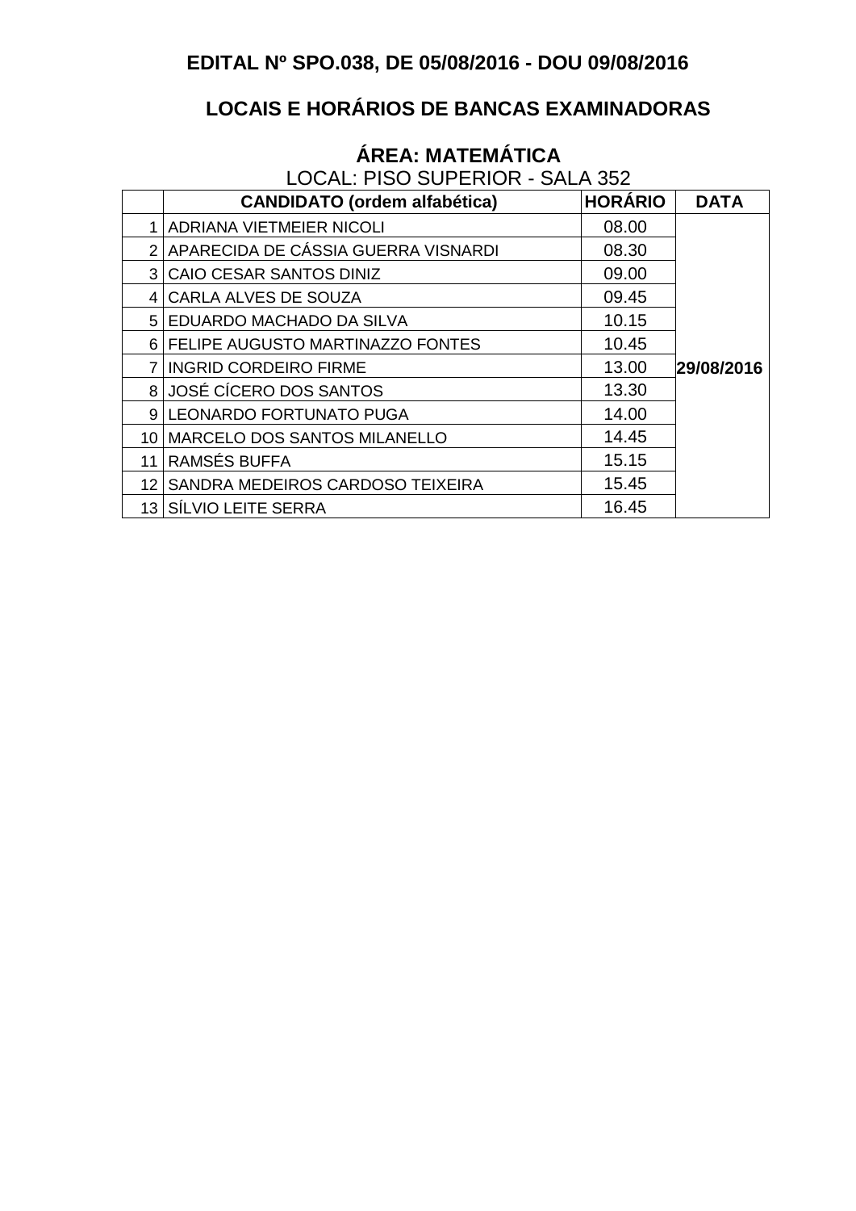## EDITAL Nº SPO.038, DE 05/08/2016 - DOU 09/08/2016

## LOCAIS E HORÁRIOS DE BANCAS EXAMINADORAS

### ÁREA: MATEMÁTICA

LOCAL: PISO SUPERIOR - SALA 352

| | CANDIDATO (ordem alfabética) | HORÁRIO | DATA |
|---|---|---|---|
| 1 | ADRIANA VIETMEIER NICOLI | 08.00 | 29/08/2016 |
| 2 | APARECIDA DE CÁSSIA GUERRA VISNARDI | 08.30 | |
| 3 | CAIO CESAR SANTOS DINIZ | 09.00 | |
| 4 | CARLA ALVES DE SOUZA | 09.45 | |
| 5 | EDUARDO MACHADO DA SILVA | 10.15 | |
| 6 | FELIPE AUGUSTO MARTINAZZO FONTES | 10.45 | |
| 7 | INGRID CORDEIRO FIRME | 13.00 | |
| 8 | JOSÉ CÍCERO DOS SANTOS | 13.30 | |
| 9 | LEONARDO FORTUNATO PUGA | 14.00 | |
| 10 | MARCELO DOS SANTOS MILANELLO | 14.45 | |
| 11 | RAMSÉS BUFFA | 15.15 | |
| 12 | SANDRA MEDEIROS CARDOSO TEIXEIRA | 15.45 | |
| 13 | SÍLVIO LEITE SERRA | 16.45 | |